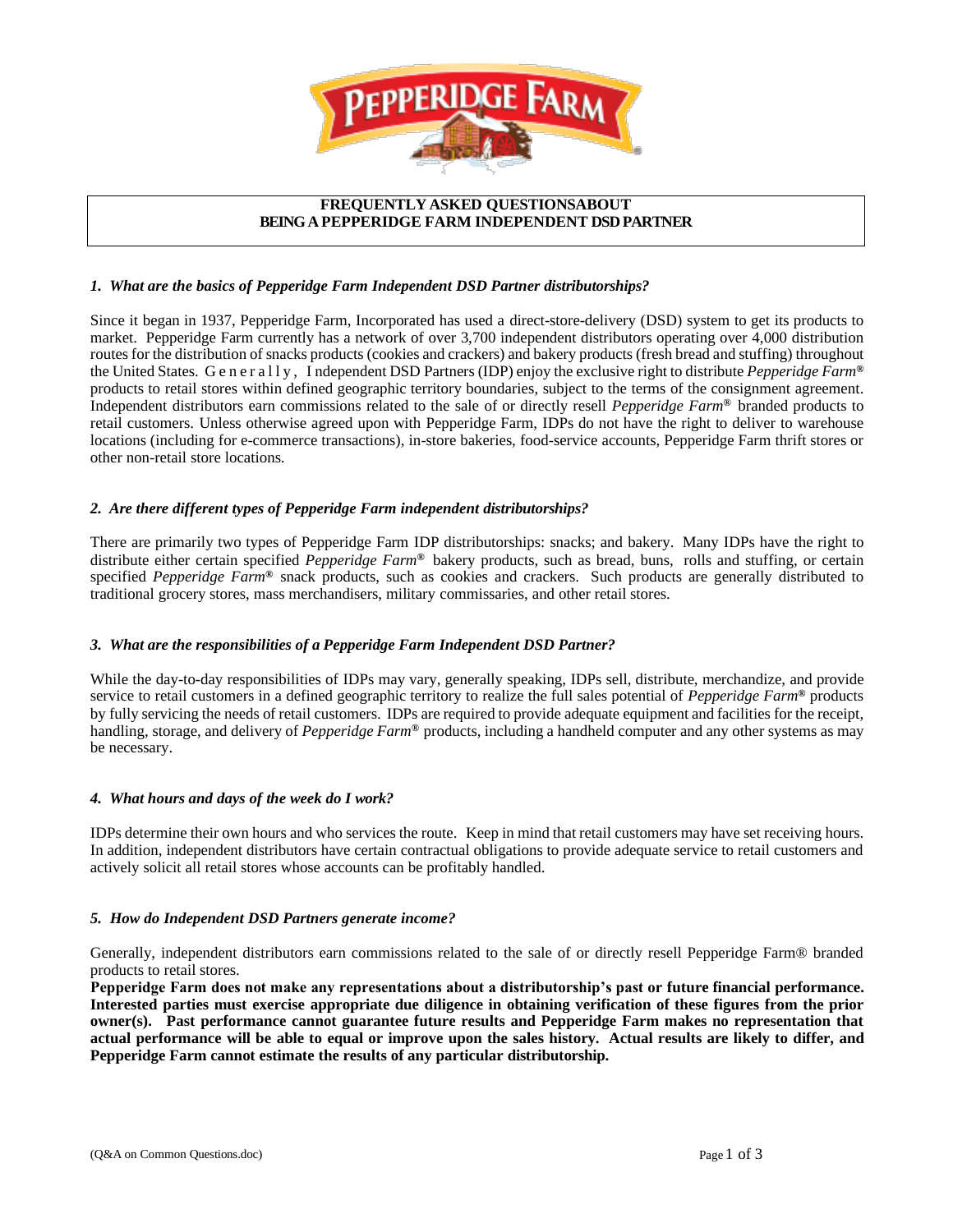# FREQUENTLY ASKED QUESTIONSABOUT BEING A PEPPERIDGE FARM INDEPENDENT DSD PARTNER

### *1. What are the basics of Pepperidge Farm Independent DSD Partner distributorships?*

Since it began in 1937, Pepperidge Farm, Incorporated has used a direct-store-delivery (DSD) system to get its products to market. Pepperidge Farm currently has a network of over 3,700 independent distributors operating over 4,000 distribution routes for the distribution of snacks products (cookies and crackers) and bakery products (fresh bread and stuffing) throughout the United States. Generally, Independent DSD Partners (IDP) enjoy the exclusive right to distribute *Pepperidge Farm®* products to retail stores within defined geographic territory boundaries, subject to the terms of the consignment agreement. Independent distributors earn commissions related to the sale of or directly resell *Pepperidge Farm®* branded products to retail customers. Unless otherwise agreed upon with Pepperidge Farm, IDPs do not have the right to deliver to warehouse locations (including for e-commerce transactions), in-store bakeries, food-service accounts, Pepperidge Farm thrift stores or other non-retail store locations.

### *2. Are there different types of Pepperidge Farm independent distributorships?*

There are primarily two types of Pepperidge Farm IDP distributorships: snacks; and bakery. Many IDPs have the right to distribute either certain specified *Pepperidge Farm®* bakery products, such as bread, buns, rolls and stuffing, or certain specified *Pepperidge Farm®* snack products, such as cookies and crackers. Such products are generally distributed to traditional grocery stores, mass merchandisers, military commissaries, and other retail stores.

### *3. What are the responsibilities of a Pepperidge Farm Independent DSD Partner?*

While the day-to-day responsibilities of IDPs may vary, generally speaking, IDPs sell, distribute, merchandize, and provide service to retail customers in a defined geographic territory to realize the full sales potential of *Pepperidge Farm®* products by fully servicing the needs of retail customers. IDPs are required to provide adequate equipment and facilities for the receipt, handling, storage, and delivery of *Pepperidge Farm®* products, including a handheld computer and any other systems as may be necessary.

### *4. What hours and days of the week do I work?*

IDPs determine their own hours and who services the route. Keep in mind that retail customers may have set receiving hours. In addition, independent distributors have certain contractual obligations to provide adequate service to retail customers and actively solicit all retail stores whose accounts can be profitably handled.

### *5. How do Independent DSD Partners generate income?*

Generally, independent distributors earn commissions related to the sale of or directly resell Pepperidge Farm® branded products to retail stores.

**Pepperidge Farm does not make any representations about a distributorship's past or future financial performance. Interested parties must exercise appropriate due diligence in obtaining verification of these figures from the prior owner(s). Past performance cannot guarantee future results and Pepperidge Farm makes no representation that actual performance will be able to equal or improve upon the sales history. Actual results are likely to differ, and Pepperidge Farm cannot estimate the results of any particular distributorship.**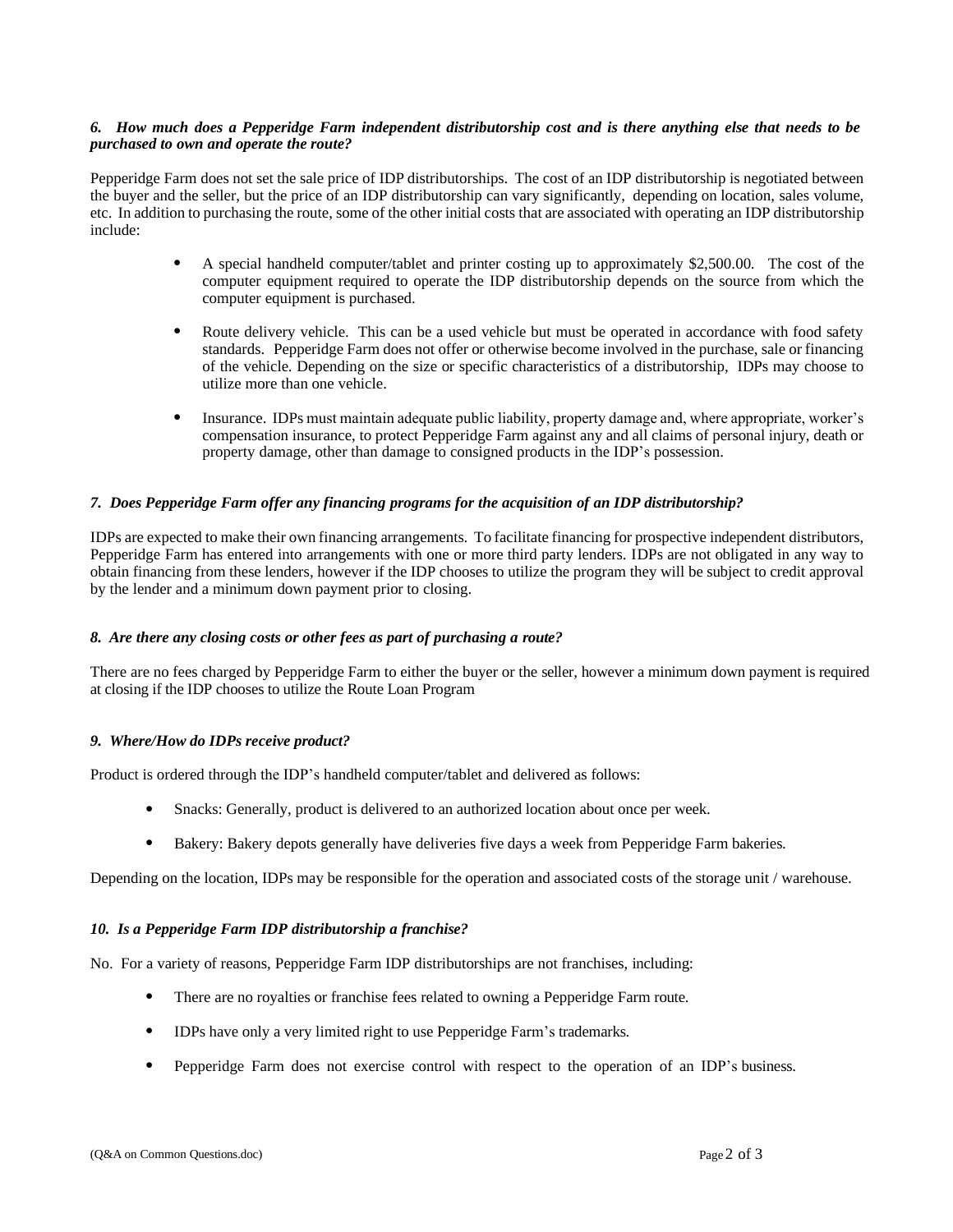***6. How much does a Pepperidge Farm independent distributorship cost and is there anything else that needs to be purchased to own and operate the route?***

Pepperidge Farm does not set the sale price of IDP distributorships. The cost of an IDP distributorship is negotiated between the buyer and the seller, but the price of an IDP distributorship can vary significantly, depending on location, sales volume, etc. In addition to purchasing the route, some of the other initial costs that are associated with operating an IDP distributorship include:

- A special handheld computer/tablet and printer costing up to approximately $2,500.00. The cost of the computer equipment required to operate the IDP distributorship depends on the source from which the computer equipment is purchased.
- Route delivery vehicle. This can be a used vehicle but must be operated in accordance with food safety standards. Pepperidge Farm does not offer or otherwise become involved in the purchase, sale or financing of the vehicle. Depending on the size or specific characteristics of a distributorship, IDPs may choose to utilize more than one vehicle.
- Insurance. IDPs must maintain adequate public liability, property damage and, where appropriate, worker's compensation insurance, to protect Pepperidge Farm against any and all claims of personal injury, death or property damage, other than damage to consigned products in the IDP's possession.

***7. Does Pepperidge Farm offer any financing programs for the acquisition of an IDP distributorship?***

IDPs are expected to make their own financing arrangements. To facilitate financing for prospective independent distributors, Pepperidge Farm has entered into arrangements with one or more third party lenders. IDPs are not obligated in any way to obtain financing from these lenders, however if the IDP chooses to utilize the program they will be subject to credit approval by the lender and a minimum down payment prior to closing.

***8. Are there any closing costs or other fees as part of purchasing a route?***

There are no fees charged by Pepperidge Farm to either the buyer or the seller, however a minimum down payment is required at closing if the IDP chooses to utilize the Route Loan Program

***9. Where/How do IDPs receive product?***

Product is ordered through the IDP's handheld computer/tablet and delivered as follows:

- Snacks: Generally, product is delivered to an authorized location about once per week.
- Bakery: Bakery depots generally have deliveries five days a week from Pepperidge Farm bakeries.

Depending on the location, IDPs may be responsible for the operation and associated costs of the storage unit / warehouse.

***10. Is a Pepperidge Farm IDP distributorship a franchise?***

No. For a variety of reasons, Pepperidge Farm IDP distributorships are not franchises, including:

- There are no royalties or franchise fees related to owning a Pepperidge Farm route.
- IDPs have only a very limited right to use Pepperidge Farm's trademarks.
- Pepperidge Farm does not exercise control with respect to the operation of an IDP's business.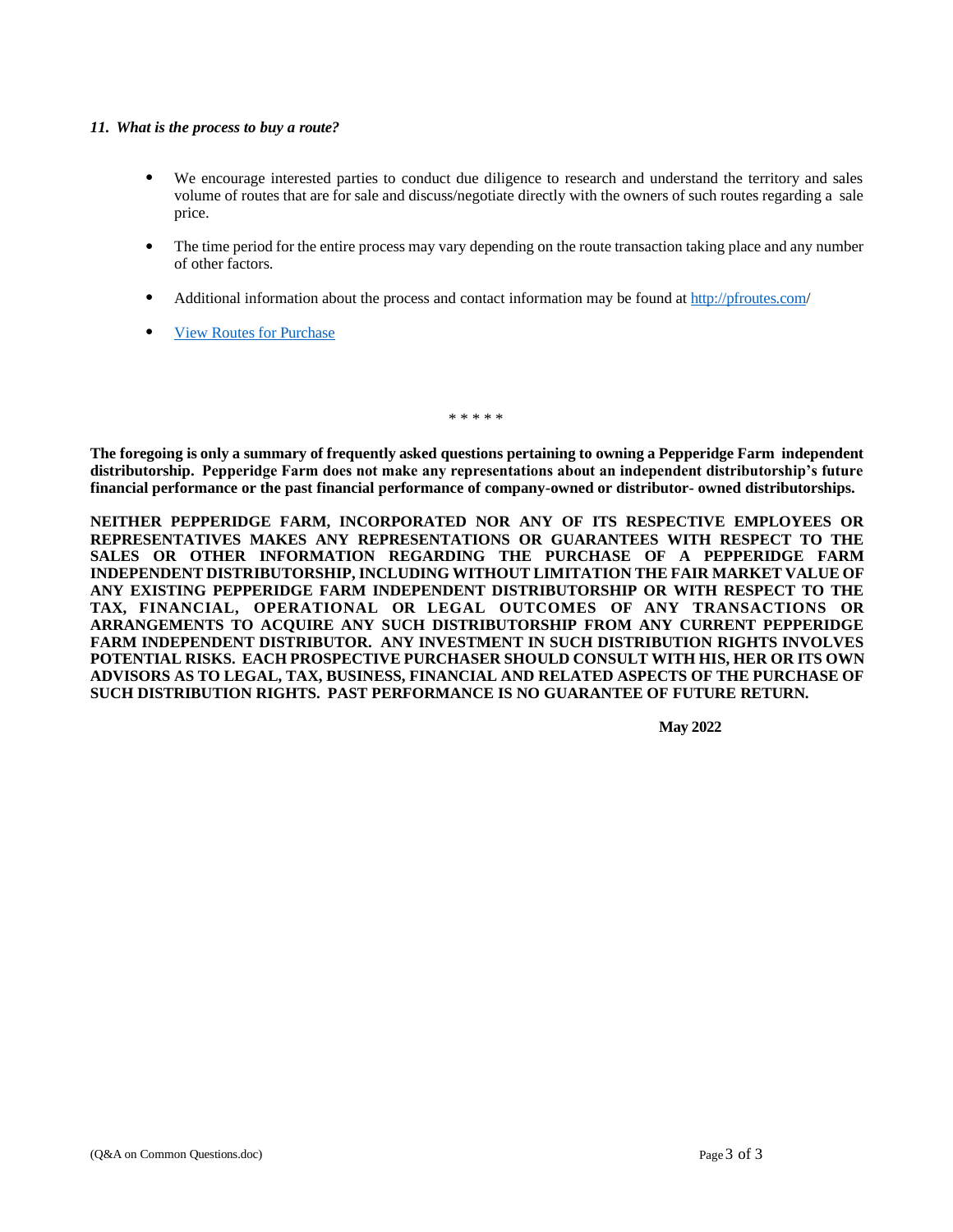***11. What is the process to buy a route?***

- We encourage interested parties to conduct due diligence to research and understand the territory and sales volume of routes that are for sale and discuss/negotiate directly with the owners of such routes regarding a sale price.
- The time period for the entire process may vary depending on the route transaction taking place and any number of other factors.
- Additional information about the process and contact information may be found at [http://pfroutes.com](http://pfroutes.com)/
- [View Routes for Purchase]()

\* \* \* \* \*

**The foregoing is only a summary of frequently asked questions pertaining to owning a Pepperidge Farm independent distributorship. Pepperidge Farm does not make any representations about an independent distributorship's future financial performance or the past financial performance of company-owned or distributor- owned distributorships.**

**NEITHER PEPPERIDGE FARM, INCORPORATED NOR ANY OF ITS RESPECTIVE EMPLOYEES OR REPRESENTATIVES MAKES ANY REPRESENTATIONS OR GUARANTEES WITH RESPECT TO THE SALES OR OTHER INFORMATION REGARDING THE PURCHASE OF A PEPPERIDGE FARM INDEPENDENT DISTRIBUTORSHIP, INCLUDING WITHOUT LIMITATION THE FAIR MARKET VALUE OF ANY EXISTING PEPPERIDGE FARM INDEPENDENT DISTRIBUTORSHIP OR WITH RESPECT TO THE TAX, FINANCIAL, OPERATIONAL OR LEGAL OUTCOMES OF ANY TRANSACTIONS OR ARRANGEMENTS TO ACQUIRE ANY SUCH DISTRIBUTORSHIP FROM ANY CURRENT PEPPERIDGE FARM INDEPENDENT DISTRIBUTOR. ANY INVESTMENT IN SUCH DISTRIBUTION RIGHTS INVOLVES POTENTIAL RISKS. EACH PROSPECTIVE PURCHASER SHOULD CONSULT WITH HIS, HER OR ITS OWN ADVISORS AS TO LEGAL, TAX, BUSINESS, FINANCIAL AND RELATED ASPECTS OF THE PURCHASE OF SUCH DISTRIBUTION RIGHTS. PAST PERFORMANCE IS NO GUARANTEE OF FUTURE RETURN.**

**May 2022**